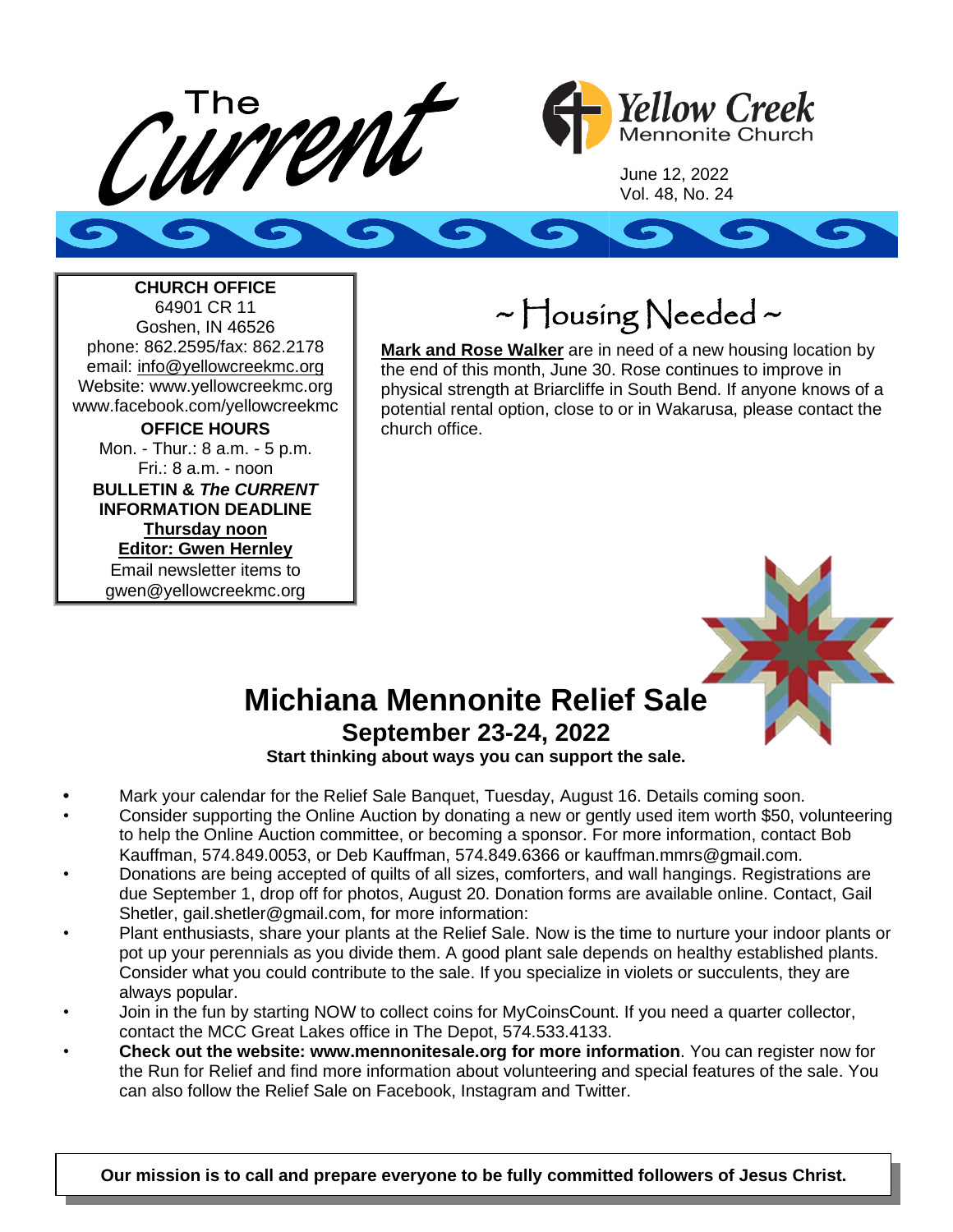# The Current

**Yellow Creek** Mennonite Church

June 12, 2022
Vol. 48, No. 24

**CHURCH OFFICE**
64901 CR 11
Goshen, IN 46526
phone: 862.2595/fax: 862.2178
email: info@yellowcreekmc.org
Website: www.yellowcreekmc.org
www.facebook.com/yellowcreekmc

**OFFICE HOURS**
Mon. - Thur.: 8 a.m. - 5 p.m.
Fri.: 8 a.m. - noon

**BULLETIN & *The CURRENT* INFORMATION DEADLINE**
**Thursday noon**
**Editor: Gwen Hernley**
Email newsletter items to
gwen@yellowcreekmc.org

## ~ Housing Needed ~

**Mark and Rose Walker** are in need of a new housing location by the end of this month, June 30. Rose continues to improve in physical strength at Briarcliffe in South Bend. If anyone knows of a potential rental option, close to or in Wakarusa, please contact the church office.

## Michiana Mennonite Relief Sale

### September 23-24, 2022

**Start thinking about ways you can support the sale.**

- Mark your calendar for the Relief Sale Banquet, Tuesday, August 16. Details coming soon.
- Consider supporting the Online Auction by donating a new or gently used item worth $50, volunteering to help the Online Auction committee, or becoming a sponsor. For more information, contact Bob Kauffman, 574.849.0053, or Deb Kauffman, 574.849.6366 or kauffman.mmrs@gmail.com.
- Donations are being accepted of quilts of all sizes, comforters, and wall hangings. Registrations are due September 1, drop off for photos, August 20. Donation forms are available online. Contact, Gail Shetler, gail.shetler@gmail.com, for more information:
- Plant enthusiasts, share your plants at the Relief Sale. Now is the time to nurture your indoor plants or pot up your perennials as you divide them. A good plant sale depends on healthy established plants. Consider what you could contribute to the sale. If you specialize in violets or succulents, they are always popular.
- Join in the fun by starting NOW to collect coins for MyCoinsCount. If you need a quarter collector, contact the MCC Great Lakes office in The Depot, 574.533.4133.
- **Check out the website: www.mennonitesale.org for more information**. You can register now for the Run for Relief and find more information about volunteering and special features of the sale. You can also follow the Relief Sale on Facebook, Instagram and Twitter.

**Our mission is to call and prepare everyone to be fully committed followers of Jesus Christ.**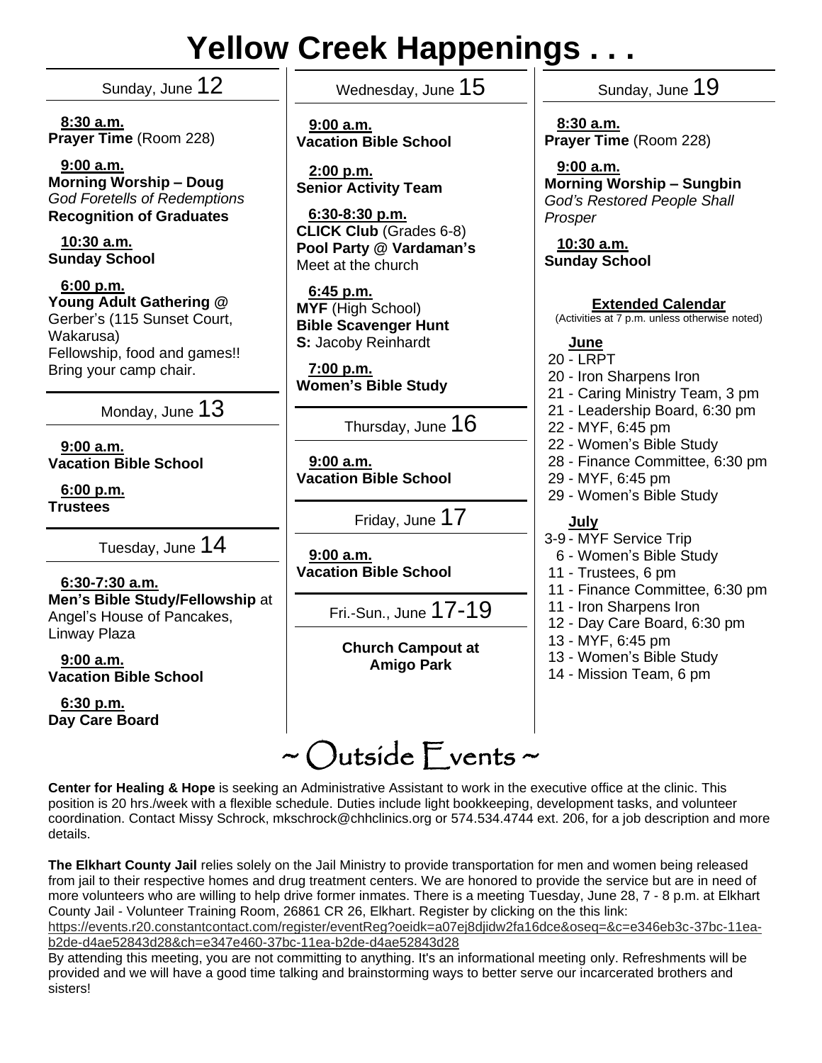# Yellow Creek Happenings . . .

## Sunday, June 12

**8:30 a.m.**
**Prayer Time** (Room 228)

**9:00 a.m.**
**Morning Worship – Doug**
*God Foretells of Redemptions*
**Recognition of Graduates**

**10:30 a.m.**
**Sunday School**

**6:00 p.m.**
**Young Adult Gathering @** Gerber's (115 Sunset Court, Wakarusa)
Fellowship, food and games!! Bring your camp chair.

## Monday, June 13

**9:00 a.m.**
**Vacation Bible School**

**6:00 p.m.**
**Trustees**

## Tuesday, June 14

**6:30-7:30 a.m.**
**Men's Bible Study/Fellowship** at Angel's House of Pancakes, Linway Plaza

**9:00 a.m.**
**Vacation Bible School**

**6:30 p.m.**
**Day Care Board**

## Wednesday, June 15

**9:00 a.m.**
**Vacation Bible School**

**2:00 p.m.**
**Senior Activity Team**

**6:30-8:30 p.m.**
**CLICK Club** (Grades 6-8)
**Pool Party @ Vardaman's**
Meet at the church

**6:45 p.m.**
**MYF** (High School)
**Bible Scavenger Hunt**
**S:** Jacoby Reinhardt

**7:00 p.m.**
**Women's Bible Study**

## Thursday, June 16

**9:00 a.m.**
**Vacation Bible School**

## Friday, June 17

**9:00 a.m.**
**Vacation Bible School**

## Fri.-Sun., June 17-19

**Church Campout at Amigo Park**

## Sunday, June 19

**8:30 a.m.**
**Prayer Time** (Room 228)

**9:00 a.m.**
**Morning Worship – Sungbin**
*God's Restored People Shall Prosper*

**10:30 a.m.**
**Sunday School**

### Extended Calendar

(Activities at 7 p.m. unless otherwise noted)

**June**

20 - LRPT
20 - Iron Sharpens Iron
21 - Caring Ministry Team, 3 pm
21 - Leadership Board, 6:30 pm
22 - MYF, 6:45 pm
22 - Women's Bible Study
28 - Finance Committee, 6:30 pm
29 - MYF, 6:45 pm
29 - Women's Bible Study

**July**

3-9 - MYF Service Trip
6 - Women's Bible Study
11 - Trustees, 6 pm
11 - Finance Committee, 6:30 pm
11 - Iron Sharpens Iron
12 - Day Care Board, 6:30 pm
13 - MYF, 6:45 pm
13 - Women's Bible Study
14 - Mission Team, 6 pm

# ~ Outside Events ~

**Center for Healing & Hope** is seeking an Administrative Assistant to work in the executive office at the clinic. This position is 20 hrs./week with a flexible schedule. Duties include light bookkeeping, development tasks, and volunteer coordination. Contact Missy Schrock, mkschrock@chhclinics.org or 574.534.4744 ext. 206, for a job description and more details.

**The Elkhart County Jail** relies solely on the Jail Ministry to provide transportation for men and women being released from jail to their respective homes and drug treatment centers. We are honored to provide the service but are in need of more volunteers who are willing to help drive former inmates. There is a meeting Tuesday, June 28, 7 - 8 p.m. at Elkhart County Jail - Volunteer Training Room, 26861 CR 26, Elkhart. Register by clicking on the this link:
https://events.r20.constantcontact.com/register/eventReg?oeidk=a07ej8djidw2fa16dce&oseq=&c=e346eb3c-37bc-11ea-b2de-d4ae52843d28&ch=e347e460-37bc-11ea-b2de-d4ae52843d28
By attending this meeting, you are not committing to anything. It's an informational meeting only. Refreshments will be provided and we will have a good time talking and brainstorming ways to better serve our incarcerated brothers and sisters!